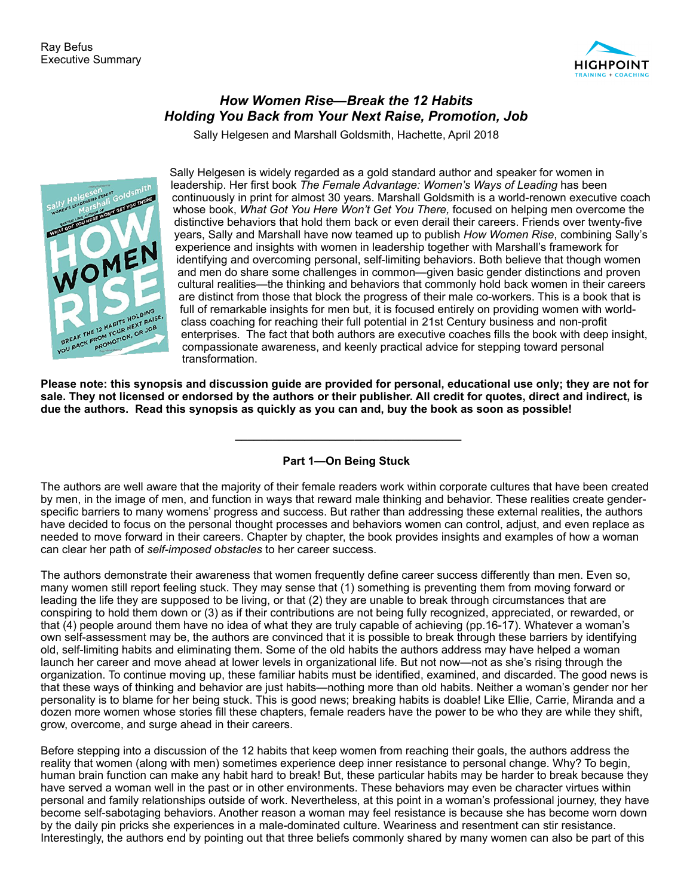Ray Befus
Executive Summary

## *How Women Rise—Break the 12 Habits Holding You Back from Your Next Raise, Promotion, Job*

Sally Helgesen and Marshall Goldsmith, Hachette, April 2018

Sally Helgesen is widely regarded as a gold standard author and speaker for women in leadership. Her first book *The Female Advantage: Women's Ways of Leading* has been continuously in print for almost 30 years. Marshall Goldsmith is a world-renown executive coach whose book, *What Got You Here Won't Get You There,* focused on helping men overcome the distinctive behaviors that hold them back or even derail their careers. Friends over twenty-five years, Sally and Marshall have now teamed up to publish *How Women Rise*, combining Sally's experience and insights with women in leadership together with Marshall's framework for identifying and overcoming personal, self-limiting behaviors. Both believe that though women and men do share some challenges in common—given basic gender distinctions and proven cultural realities—the thinking and behaviors that commonly hold back women in their careers are distinct from those that block the progress of their male co-workers. This is a book that is full of remarkable insights for men but, it is focused entirely on providing women with world-class coaching for reaching their full potential in 21st Century business and non-profit enterprises. The fact that both authors are executive coaches fills the book with deep insight, compassionate awareness, and keenly practical advice for stepping toward personal transformation.

**Please note: this synopsis and discussion guide are provided for personal, educational use only; they are not for sale. They not licensed or endorsed by the authors or their publisher. All credit for quotes, direct and indirect, is due the authors. Read this synopsis as quickly as you can and, buy the book as soon as possible!**

---

### Part 1—On Being Stuck

The authors are well aware that the majority of their female readers work within corporate cultures that have been created by men, in the image of men, and function in ways that reward male thinking and behavior. These realities create gender-specific barriers to many womens' progress and success. But rather than addressing these external realities, the authors have decided to focus on the personal thought processes and behaviors women can control, adjust, and even replace as needed to move forward in their careers. Chapter by chapter, the book provides insights and examples of how a woman can clear her path of *self-imposed obstacles* to her career success.

The authors demonstrate their awareness that women frequently define career success differently than men. Even so, many women still report feeling stuck. They may sense that (1) something is preventing them from moving forward or leading the life they are supposed to be living, or that (2) they are unable to break through circumstances that are conspiring to hold them down or (3) as if their contributions are not being fully recognized, appreciated, or rewarded, or that (4) people around them have no idea of what they are truly capable of achieving (pp.16-17). Whatever a woman's own self-assessment may be, the authors are convinced that it is possible to break through these barriers by identifying old, self-limiting habits and eliminating them. Some of the old habits the authors address may have helped a woman launch her career and move ahead at lower levels in organizational life. But not now—not as she's rising through the organization. To continue moving up, these familiar habits must be identified, examined, and discarded. The good news is that these ways of thinking and behavior are just habits—nothing more than old habits. Neither a woman's gender nor her personality is to blame for her being stuck. This is good news; breaking habits is doable! Like Ellie, Carrie, Miranda and a dozen more women whose stories fill these chapters, female readers have the power to be who they are while they shift, grow, overcome, and surge ahead in their careers.

Before stepping into a discussion of the 12 habits that keep women from reaching their goals, the authors address the reality that women (along with men) sometimes experience deep inner resistance to personal change. Why? To begin, human brain function can make any habit hard to break! But, these particular habits may be harder to break because they have served a woman well in the past or in other environments. These behaviors may even be character virtues within personal and family relationships outside of work. Nevertheless, at this point in a woman's professional journey, they have become self-sabotaging behaviors. Another reason a woman may feel resistance is because she has become worn down by the daily pin pricks she experiences in a male-dominated culture. Weariness and resentment can stir resistance. Interestingly, the authors end by pointing out that three beliefs commonly shared by many women can also be part of this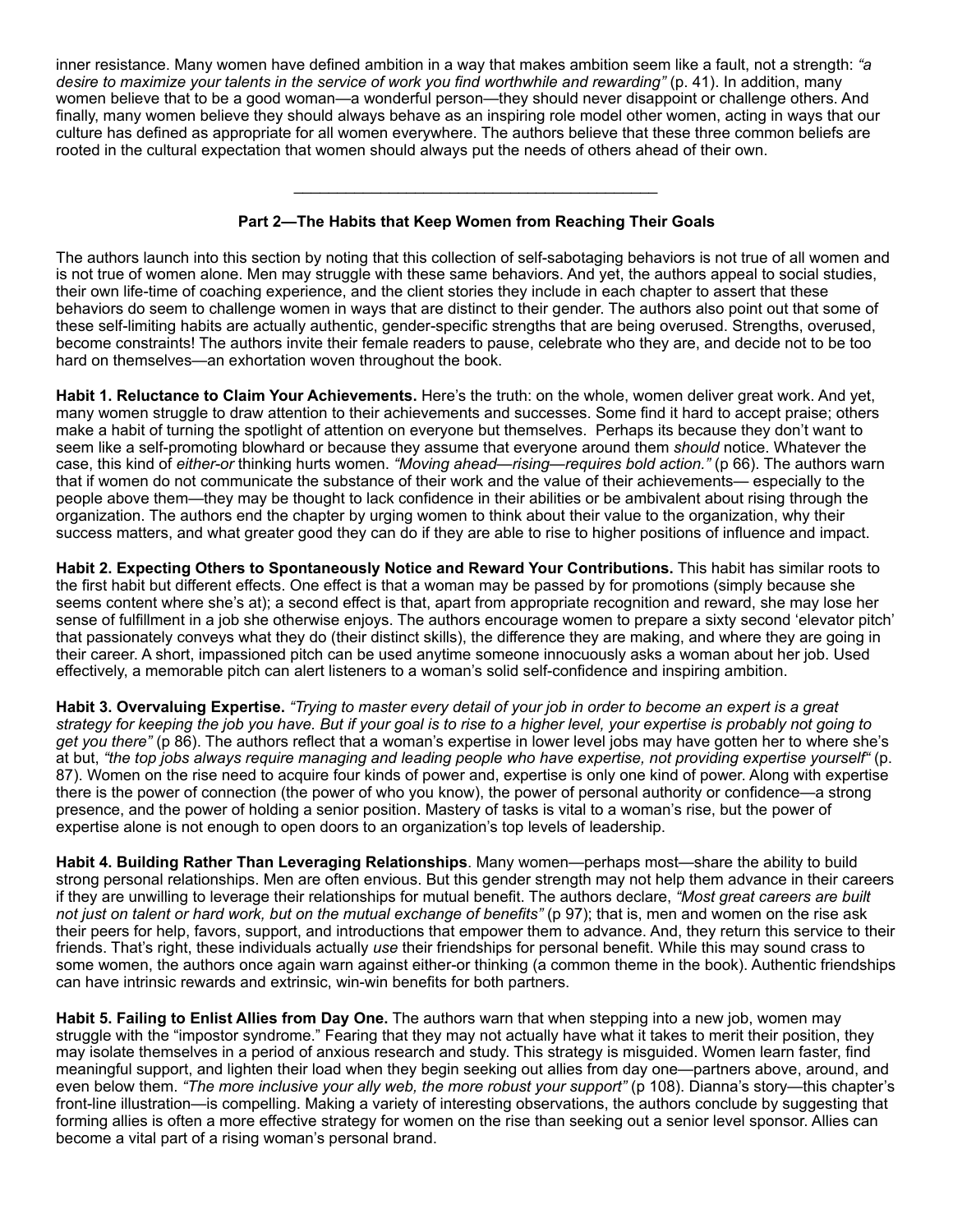inner resistance. Many women have defined ambition in a way that makes ambition seem like a fault, not a strength: *"a desire to maximize your talents in the service of work you find worthwhile and rewarding"* (p. 41). In addition, many women believe that to be a good woman—a wonderful person—they should never disappoint or challenge others. And finally, many women believe they should always behave as an inspiring role model other women, acting in ways that our culture has defined as appropriate for all women everywhere. The authors believe that these three common beliefs are rooted in the cultural expectation that women should always put the needs of others ahead of their own.

---

**Part 2—The Habits that Keep Women from Reaching Their Goals**

The authors launch into this section by noting that this collection of self-sabotaging behaviors is not true of all women and is not true of women alone. Men may struggle with these same behaviors. And yet, the authors appeal to social studies, their own life-time of coaching experience, and the client stories they include in each chapter to assert that these behaviors do seem to challenge women in ways that are distinct to their gender. The authors also point out that some of these self-limiting habits are actually authentic, gender-specific strengths that are being overused. Strengths, overused, become constraints! The authors invite their female readers to pause, celebrate who they are, and decide not to be too hard on themselves—an exhortation woven throughout the book.

**Habit 1. Reluctance to Claim Your Achievements.** Here's the truth: on the whole, women deliver great work. And yet, many women struggle to draw attention to their achievements and successes. Some find it hard to accept praise; others make a habit of turning the spotlight of attention on everyone but themselves. Perhaps its because they don't want to seem like a self-promoting blowhard or because they assume that everyone around them *should* notice. Whatever the case, this kind of *either-or* thinking hurts women. *"Moving ahead—rising—requires bold action."* (p 66). The authors warn that if women do not communicate the substance of their work and the value of their achievements— especially to the people above them—they may be thought to lack confidence in their abilities or be ambivalent about rising through the organization. The authors end the chapter by urging women to think about their value to the organization, why their success matters, and what greater good they can do if they are able to rise to higher positions of influence and impact.

**Habit 2. Expecting Others to Spontaneously Notice and Reward Your Contributions.** This habit has similar roots to the first habit but different effects. One effect is that a woman may be passed by for promotions (simply because she seems content where she's at); a second effect is that, apart from appropriate recognition and reward, she may lose her sense of fulfillment in a job she otherwise enjoys. The authors encourage women to prepare a sixty second 'elevator pitch' that passionately conveys what they do (their distinct skills), the difference they are making, and where they are going in their career. A short, impassioned pitch can be used anytime someone innocuously asks a woman about her job. Used effectively, a memorable pitch can alert listeners to a woman's solid self-confidence and inspiring ambition.

**Habit 3. Overvaluing Expertise.** *"Trying to master every detail of your job in order to become an expert is a great strategy for keeping the job you have. But if your goal is to rise to a higher level, your expertise is probably not going to get you there"* (p 86). The authors reflect that a woman's expertise in lower level jobs may have gotten her to where she's at but, *"the top jobs always require managing and leading people who have expertise, not providing expertise yourself"* (p. 87). Women on the rise need to acquire four kinds of power and, expertise is only one kind of power. Along with expertise there is the power of connection (the power of who you know), the power of personal authority or confidence—a strong presence, and the power of holding a senior position. Mastery of tasks is vital to a woman's rise, but the power of expertise alone is not enough to open doors to an organization's top levels of leadership.

**Habit 4. Building Rather Than Leveraging Relationships**. Many women—perhaps most—share the ability to build strong personal relationships. Men are often envious. But this gender strength may not help them advance in their careers if they are unwilling to leverage their relationships for mutual benefit. The authors declare, *"Most great careers are built not just on talent or hard work, but on the mutual exchange of benefits"* (p 97); that is, men and women on the rise ask their peers for help, favors, support, and introductions that empower them to advance. And, they return this service to their friends. That's right, these individuals actually *use* their friendships for personal benefit. While this may sound crass to some women, the authors once again warn against either-or thinking (a common theme in the book). Authentic friendships can have intrinsic rewards and extrinsic, win-win benefits for both partners.

**Habit 5. Failing to Enlist Allies from Day One.** The authors warn that when stepping into a new job, women may struggle with the "impostor syndrome." Fearing that they may not actually have what it takes to merit their position, they may isolate themselves in a period of anxious research and study. This strategy is misguided. Women learn faster, find meaningful support, and lighten their load when they begin seeking out allies from day one—partners above, around, and even below them. *"The more inclusive your ally web, the more robust your support"* (p 108). Dianna's story—this chapter's front-line illustration—is compelling. Making a variety of interesting observations, the authors conclude by suggesting that forming allies is often a more effective strategy for women on the rise than seeking out a senior level sponsor. Allies can become a vital part of a rising woman's personal brand.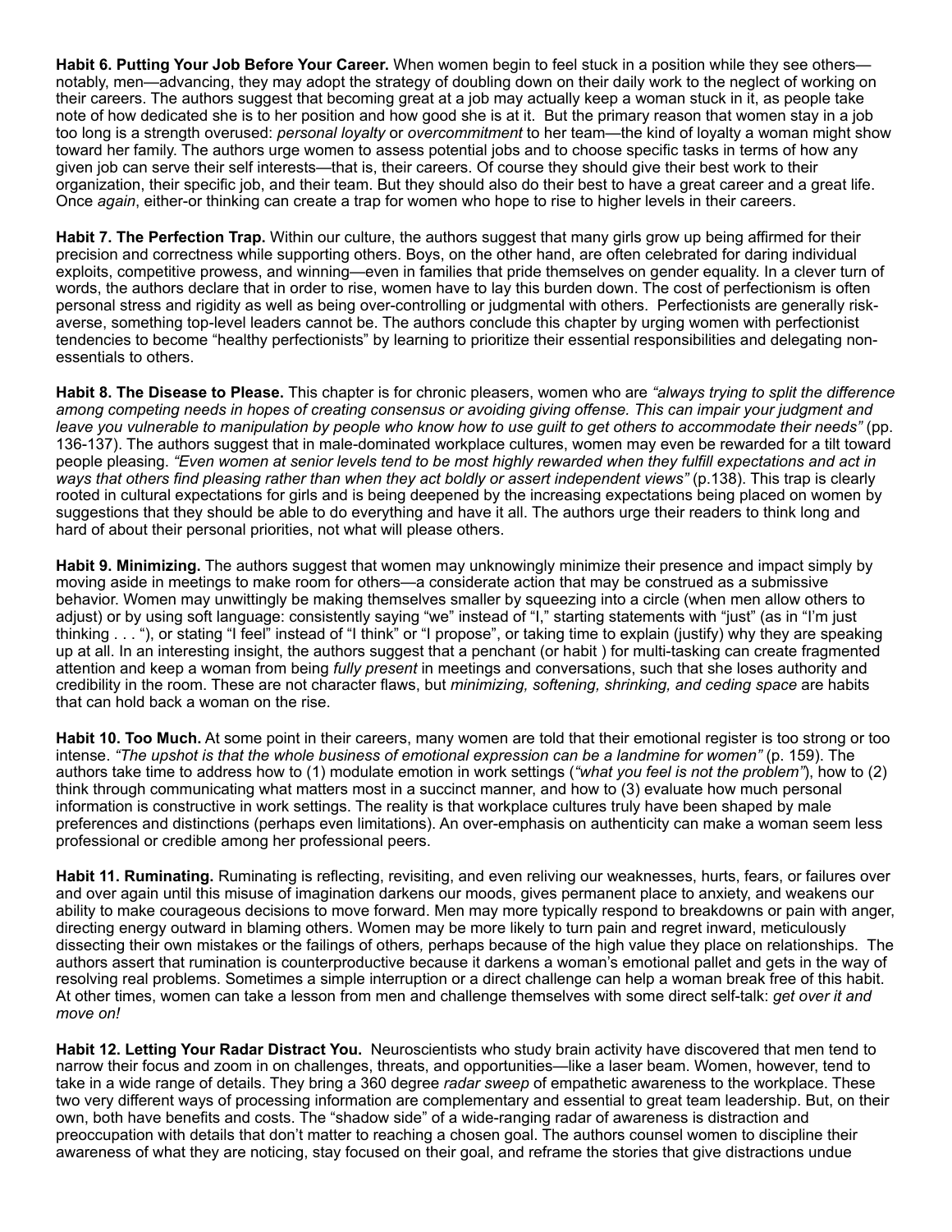**Habit 6. Putting Your Job Before Your Career.** When women begin to feel stuck in a position while they see others—notably, men—advancing, they may adopt the strategy of doubling down on their daily work to the neglect of working on their careers. The authors suggest that becoming great at a job may actually keep a woman stuck in it, as people take note of how dedicated she is to her position and how good she is at it. But the primary reason that women stay in a job too long is a strength overused: *personal loyalty* or *overcommitment* to her team—the kind of loyalty a woman might show toward her family. The authors urge women to assess potential jobs and to choose specific tasks in terms of how any given job can serve their self interests—that is, their careers. Of course they should give their best work to their organization, their specific job, and their team. But they should also do their best to have a great career and a great life. Once *again*, either-or thinking can create a trap for women who hope to rise to higher levels in their careers.

**Habit 7. The Perfection Trap.** Within our culture, the authors suggest that many girls grow up being affirmed for their precision and correctness while supporting others. Boys, on the other hand, are often celebrated for daring individual exploits, competitive prowess, and winning—even in families that pride themselves on gender equality. In a clever turn of words, the authors declare that in order to rise, women have to lay this burden down. The cost of perfectionism is often personal stress and rigidity as well as being over-controlling or judgmental with others. Perfectionists are generally risk-averse, something top-level leaders cannot be. The authors conclude this chapter by urging women with perfectionist tendencies to become "healthy perfectionists" by learning to prioritize their essential responsibilities and delegating non-essentials to others.

**Habit 8. The Disease to Please.** This chapter is for chronic pleasers, women who are *"always trying to split the difference among competing needs in hopes of creating consensus or avoiding giving offense. This can impair your judgment and leave you vulnerable to manipulation by people who know how to use guilt to get others to accommodate their needs"* (pp. 136-137). The authors suggest that in male-dominated workplace cultures, women may even be rewarded for a tilt toward people pleasing. *"Even women at senior levels tend to be most highly rewarded when they fulfill expectations and act in ways that others find pleasing rather than when they act boldly or assert independent views"* (p.138). This trap is clearly rooted in cultural expectations for girls and is being deepened by the increasing expectations being placed on women by suggestions that they should be able to do everything and have it all. The authors urge their readers to think long and hard of about their personal priorities, not what will please others.

**Habit 9. Minimizing.** The authors suggest that women may unknowingly minimize their presence and impact simply by moving aside in meetings to make room for others—a considerate action that may be construed as a submissive behavior. Women may unwittingly be making themselves smaller by squeezing into a circle (when men allow others to adjust) or by using soft language: consistently saying "we" instead of "I," starting statements with "just" (as in "I'm just thinking . . . "), or stating "I feel" instead of "I think" or "I propose", or taking time to explain (justify) why they are speaking up at all. In an interesting insight, the authors suggest that a penchant (or habit ) for multi-tasking can create fragmented attention and keep a woman from being *fully present* in meetings and conversations, such that she loses authority and credibility in the room. These are not character flaws, but *minimizing, softening, shrinking, and ceding space* are habits that can hold back a woman on the rise.

**Habit 10. Too Much.** At some point in their careers, many women are told that their emotional register is too strong or too intense. *"The upshot is that the whole business of emotional expression can be a landmine for women"* (p. 159). The authors take time to address how to (1) modulate emotion in work settings (*"what you feel is not the problem"*), how to (2) think through communicating what matters most in a succinct manner, and how to (3) evaluate how much personal information is constructive in work settings. The reality is that workplace cultures truly have been shaped by male preferences and distinctions (perhaps even limitations). An over-emphasis on authenticity can make a woman seem less professional or credible among her professional peers.

**Habit 11. Ruminating.** Ruminating is reflecting, revisiting, and even reliving our weaknesses, hurts, fears, or failures over and over again until this misuse of imagination darkens our moods, gives permanent place to anxiety, and weakens our ability to make courageous decisions to move forward. Men may more typically respond to breakdowns or pain with anger, directing energy outward in blaming others. Women may be more likely to turn pain and regret inward, meticulously dissecting their own mistakes or the failings of others, perhaps because of the high value they place on relationships. The authors assert that rumination is counterproductive because it darkens a woman's emotional pallet and gets in the way of resolving real problems. Sometimes a simple interruption or a direct challenge can help a woman break free of this habit. At other times, women can take a lesson from men and challenge themselves with some direct self-talk: *get over it and move on!*

**Habit 12. Letting Your Radar Distract You.** Neuroscientists who study brain activity have discovered that men tend to narrow their focus and zoom in on challenges, threats, and opportunities—like a laser beam. Women, however, tend to take in a wide range of details. They bring a 360 degree *radar sweep* of empathetic awareness to the workplace. These two very different ways of processing information are complementary and essential to great team leadership. But, on their own, both have benefits and costs. The "shadow side" of a wide-ranging radar of awareness is distraction and preoccupation with details that don't matter to reaching a chosen goal. The authors counsel women to discipline their awareness of what they are noticing, stay focused on their goal, and reframe the stories that give distractions undue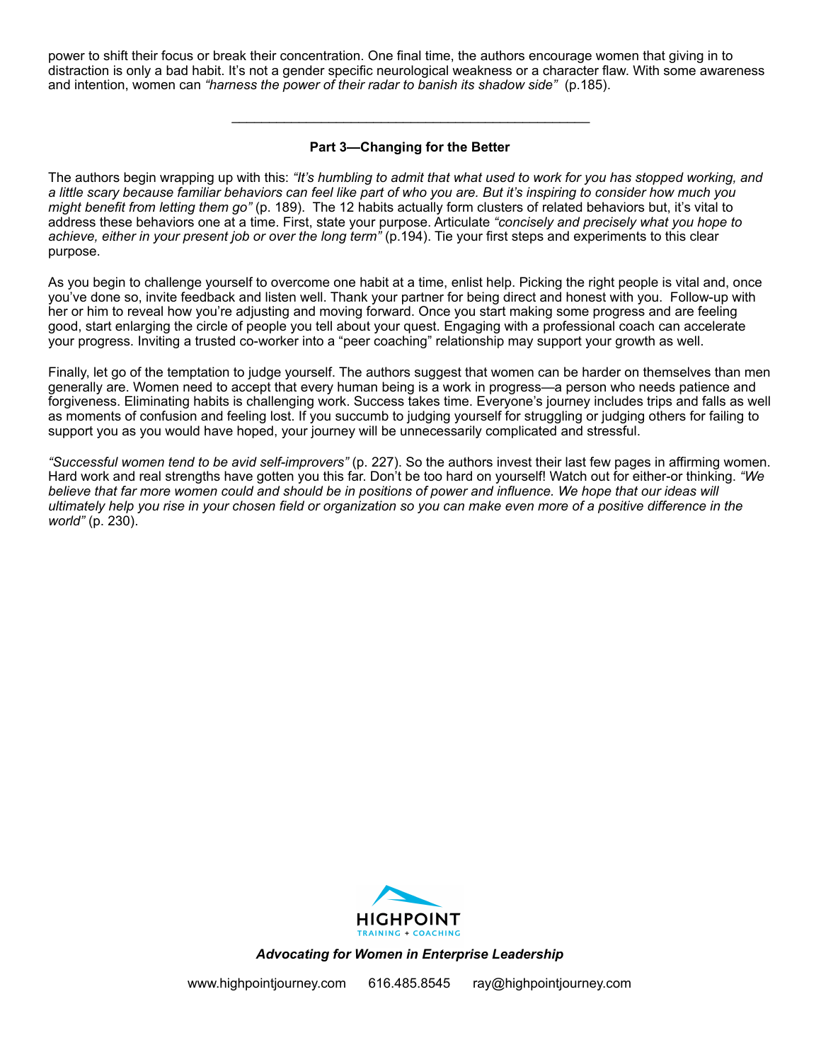power to shift their focus or break their concentration. One final time, the authors encourage women that giving in to distraction is only a bad habit. It's not a gender specific neurological weakness or a character flaw. With some awareness and intention, women can *"harness the power of their radar to banish its shadow side"* (p.185).

---

**Part 3—Changing for the Better**

The authors begin wrapping up with this: *"It's humbling to admit that what used to work for you has stopped working, and a little scary because familiar behaviors can feel like part of who you are. But it's inspiring to consider how much you might benefit from letting them go"* (p. 189). The 12 habits actually form clusters of related behaviors but, it's vital to address these behaviors one at a time. First, state your purpose. Articulate *"concisely and precisely what you hope to achieve, either in your present job or over the long term"* (p.194). Tie your first steps and experiments to this clear purpose.

As you begin to challenge yourself to overcome one habit at a time, enlist help. Picking the right people is vital and, once you've done so, invite feedback and listen well. Thank your partner for being direct and honest with you. Follow-up with her or him to reveal how you're adjusting and moving forward. Once you start making some progress and are feeling good, start enlarging the circle of people you tell about your quest. Engaging with a professional coach can accelerate your progress. Inviting a trusted co-worker into a "peer coaching" relationship may support your growth as well.

Finally, let go of the temptation to judge yourself. The authors suggest that women can be harder on themselves than men generally are. Women need to accept that every human being is a work in progress—a person who needs patience and forgiveness. Eliminating habits is challenging work. Success takes time. Everyone's journey includes trips and falls as well as moments of confusion and feeling lost. If you succumb to judging yourself for struggling or judging others for failing to support you as you would have hoped, your journey will be unnecessarily complicated and stressful.

*"Successful women tend to be avid self-improvers"* (p. 227). So the authors invest their last few pages in affirming women. Hard work and real strengths have gotten you this far. Don't be too hard on yourself! Watch out for either-or thinking. *"We believe that far more women could and should be in positions of power and influence. We hope that our ideas will ultimately help you rise in your chosen field or organization so you can make even more of a positive difference in the world"* (p. 230).

HIGHPOINT
TRAINING + COACHING

***Advocating for Women in Enterprise Leadership***

www.highpointjourney.com 616.485.8545 ray@highpointjourney.com